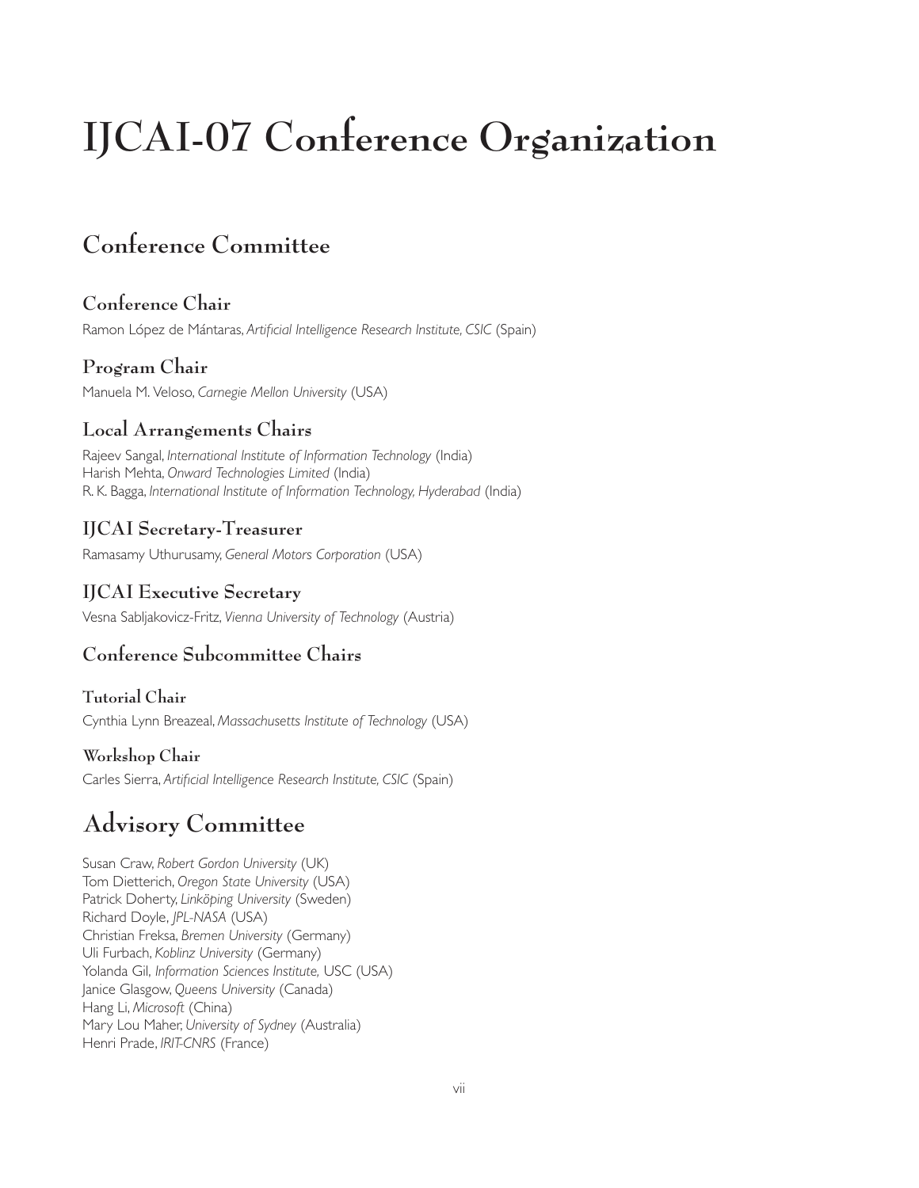# IJCAI-07 Conference Organization

## Conference Committee

### Conference Chair

Ramon López de Mántaras, *Artificial Intelligence Research Institute, CSIC* (Spain)

### Program Chair

Manuela M. Veloso, *Carnegie Mellon University* (USA)

### Local Arrangements Chairs

Rajeev Sangal, *International Institute of Information Technology* (India)
Harish Mehta, *Onward Technologies Limited* (India)
R. K. Bagga, *International Institute of Information Technology, Hyderabad* (India)

### IJCAI Secretary-Treasurer

Ramasamy Uthurusamy, *General Motors Corporation* (USA)

### IJCAI Executive Secretary

Vesna Sabljakovicz-Fritz, *Vienna University of Technology* (Austria)

### Conference Subcommittee Chairs

#### Tutorial Chair

Cynthia Lynn Breazeal, *Massachusetts Institute of Technology* (USA)

#### Workshop Chair

Carles Sierra, *Artificial Intelligence Research Institute, CSIC* (Spain)

## Advisory Committee

Susan Craw, *Robert Gordon University* (UK)
Tom Dietterich, *Oregon State University* (USA)
Patrick Doherty, *Linköping University* (Sweden)
Richard Doyle, *JPL-NASA* (USA)
Christian Freksa, *Bremen University* (Germany)
Uli Furbach, *Koblinz University* (Germany)
Yolanda Gil, *Information Sciences Institute,* USC (USA)
Janice Glasgow, *Queens University* (Canada)
Hang Li, *Microsoft* (China)
Mary Lou Maher, *University of Sydney* (Australia)
Henri Prade, *IRIT-CNRS* (France)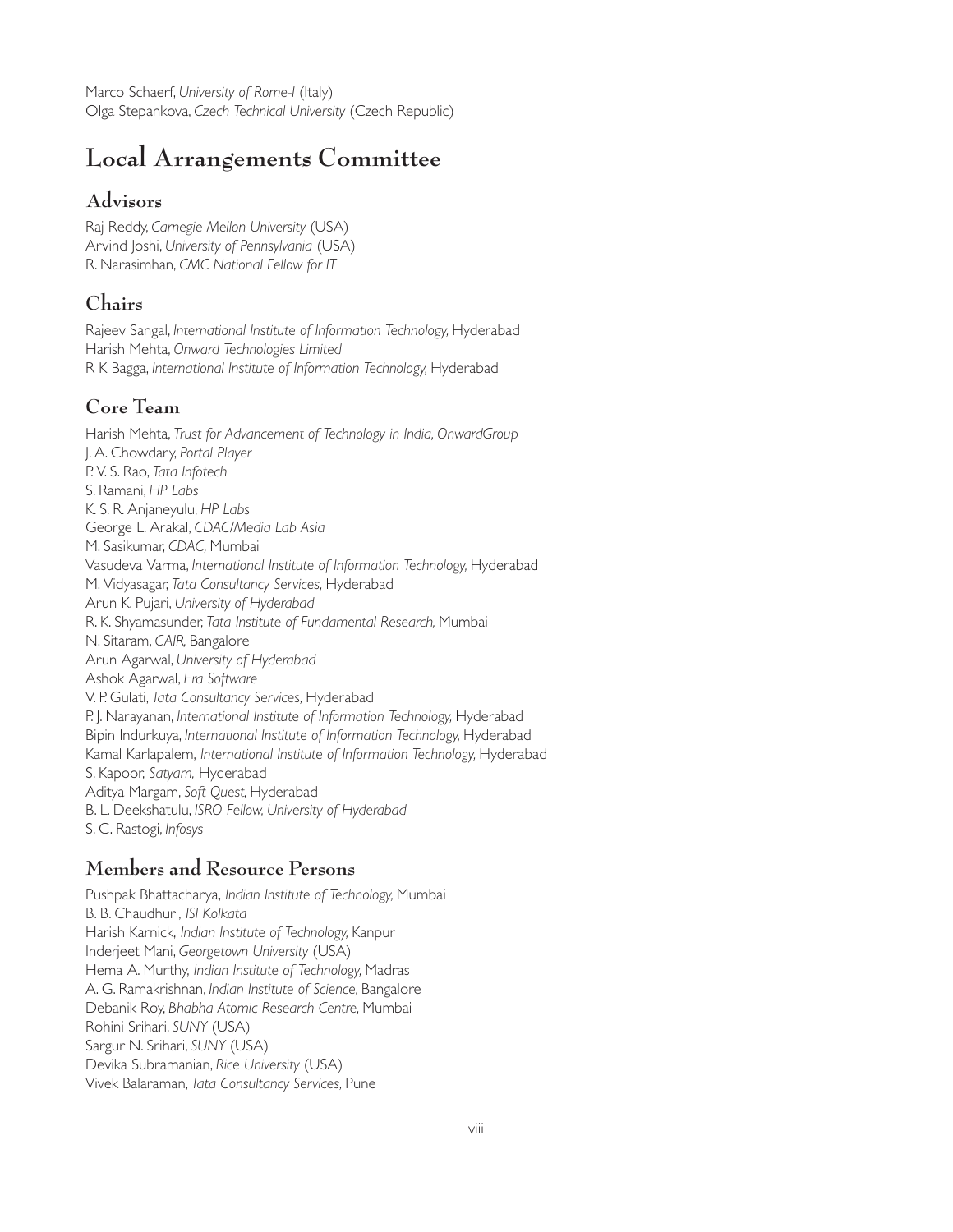Marco Schaerf, *University of Rome-I* (Italy)
Olga Stepankova, *Czech Technical University* (Czech Republic)

# Local Arrangements Committee

## Advisors

Raj Reddy, *Carnegie Mellon University* (USA)
Arvind Joshi, *University of Pennsylvania* (USA)
R. Narasimhan, *CMC National Fellow for IT*

## Chairs

Rajeev Sangal, *International Institute of Information Technology,* Hyderabad
Harish Mehta, *Onward Technologies Limited*
R K Bagga, *International Institute of Information Technology,* Hyderabad

## Core Team

Harish Mehta, *Trust for Advancement of Technology in India, OnwardGroup*
J. A. Chowdary, *Portal Player*
P. V. S. Rao, *Tata Infotech*
S. Ramani, *HP Labs*
K. S. R. Anjaneyulu, *HP Labs*
George L. Arakal, *CDAC/Media Lab Asia*
M. Sasikumar, *CDAC,* Mumbai
Vasudeva Varma, *International Institute of Information Technology,* Hyderabad
M. Vidyasagar, *Tata Consultancy Services,* Hyderabad
Arun K. Pujari, *University of Hyderabad*
R. K. Shyamasunder, *Tata Institute of Fundamental Research,* Mumbai
N. Sitaram, *CAIR,* Bangalore
Arun Agarwal, *University of Hyderabad*
Ashok Agarwal, *Era Software*
V. P. Gulati, *Tata Consultancy Services,* Hyderabad
P. J. Narayanan, *International Institute of Information Technology,* Hyderabad
Bipin Indurkuya, *International Institute of Information Technology,* Hyderabad
Kamal Karlapalem, *International Institute of Information Technology,* Hyderabad
S. Kapoor, *Satyam,* Hyderabad
Aditya Margam, *Soft Quest,* Hyderabad
B. L. Deekshatulu, *ISRO Fellow, University of Hyderabad*
S. C. Rastogi, *Infosys*

## Members and Resource Persons

Pushpak Bhattacharya, *Indian Institute of Technology,* Mumbai
B. B. Chaudhuri, *ISI Kolkata*
Harish Karnick, *Indian Institute of Technology,* Kanpur
Inderjeet Mani, *Georgetown University* (USA)
Hema A. Murthy, *Indian Institute of Technology,* Madras
A. G. Ramakrishnan, *Indian Institute of Science,* Bangalore
Debanik Roy, *Bhabha Atomic Research Centre,* Mumbai
Rohini Srihari, *SUNY* (USA)
Sargur N. Srihari, *SUNY* (USA)
Devika Subramanian, *Rice University* (USA)
Vivek Balaraman, *Tata Consultancy Services,* Pune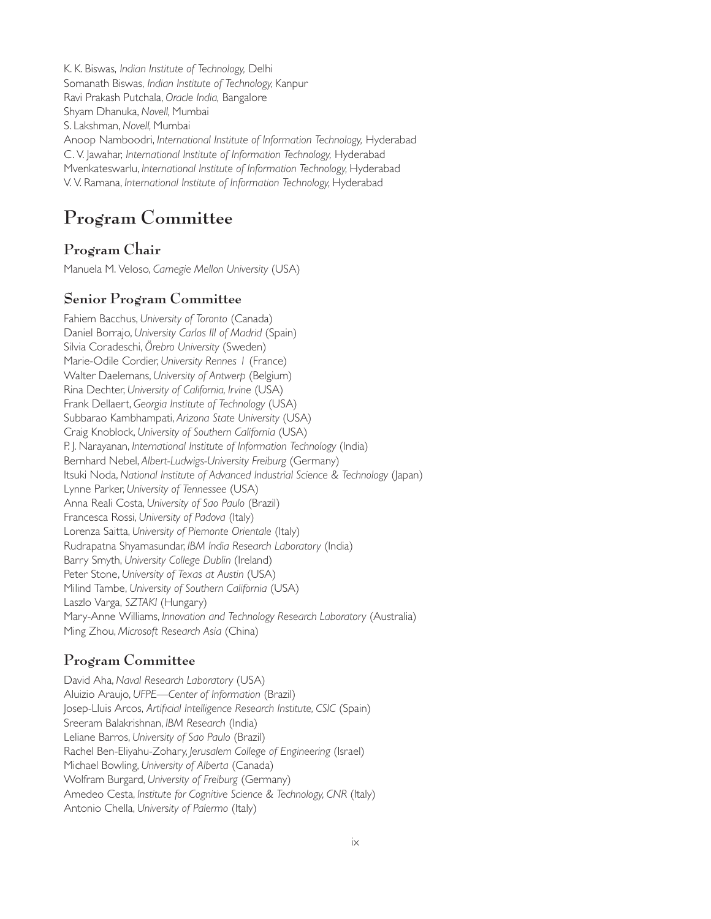K. K. Biswas, *Indian Institute of Technology,* Delhi
Somanath Biswas, *Indian Institute of Technology,* Kanpur
Ravi Prakash Putchala, *Oracle India,* Bangalore
Shyam Dhanuka, *Novell,* Mumbai
S. Lakshman, *Novell,* Mumbai
Anoop Namboodri, *International Institute of Information Technology,* Hyderabad
C. V. Jawahar, *International Institute of Information Technology,* Hyderabad
Mvenkateswarlu, *International Institute of Information Technology,* Hyderabad
V. V. Ramana, *International Institute of Information Technology,* Hyderabad

# Program Committee

## Program Chair

Manuela M. Veloso, *Carnegie Mellon University* (USA)

## Senior Program Committee

Fahiem Bacchus, *University of Toronto* (Canada)
Daniel Borrajo, *University Carlos III of Madrid* (Spain)
Silvia Coradeschi, *Örebro University* (Sweden)
Marie-Odile Cordier, *University Rennes 1* (France)
Walter Daelemans, *University of Antwerp* (Belgium)
Rina Dechter, *University of California, Irvine* (USA)
Frank Dellaert, *Georgia Institute of Technology* (USA)
Subbarao Kambhampati, *Arizona State University* (USA)
Craig Knoblock, *University of Southern California* (USA)
P. J. Narayanan, *International Institute of Information Technology* (India)
Bernhard Nebel, *Albert-Ludwigs-University Freiburg* (Germany)
Itsuki Noda, *National Institute of Advanced Industrial Science & Technology* (Japan)
Lynne Parker, *University of Tennessee* (USA)
Anna Reali Costa, *University of Sao Paulo* (Brazil)
Francesca Rossi, *University of Padova* (Italy)
Lorenza Saitta, *University of Piemonte Orientale* (Italy)
Rudrapatna Shyamasundar, *IBM India Research Laboratory* (India)
Barry Smyth, *University College Dublin* (Ireland)
Peter Stone, *University of Texas at Austin* (USA)
Milind Tambe, *University of Southern California* (USA)
Laszlo Varga, *SZTAKI* (Hungary)
Mary-Anne Williams, *Innovation and Technology Research Laboratory* (Australia)
Ming Zhou, *Microsoft Research Asia* (China)

## Program Committee

David Aha, *Naval Research Laboratory* (USA)
Aluizio Araujo, *UFPE—Center of Information* (Brazil)
Josep-Lluis Arcos, *Artificial Intelligence Research Institute, CSIC* (Spain)
Sreeram Balakrishnan, *IBM Research* (India)
Leliane Barros, *University of Sao Paulo* (Brazil)
Rachel Ben-Eliyahu-Zohary, *Jerusalem College of Engineering* (Israel)
Michael Bowling, *University of Alberta* (Canada)
Wolfram Burgard, *University of Freiburg* (Germany)
Amedeo Cesta, *Institute for Cognitive Science & Technology, CNR* (Italy)
Antonio Chella, *University of Palermo* (Italy)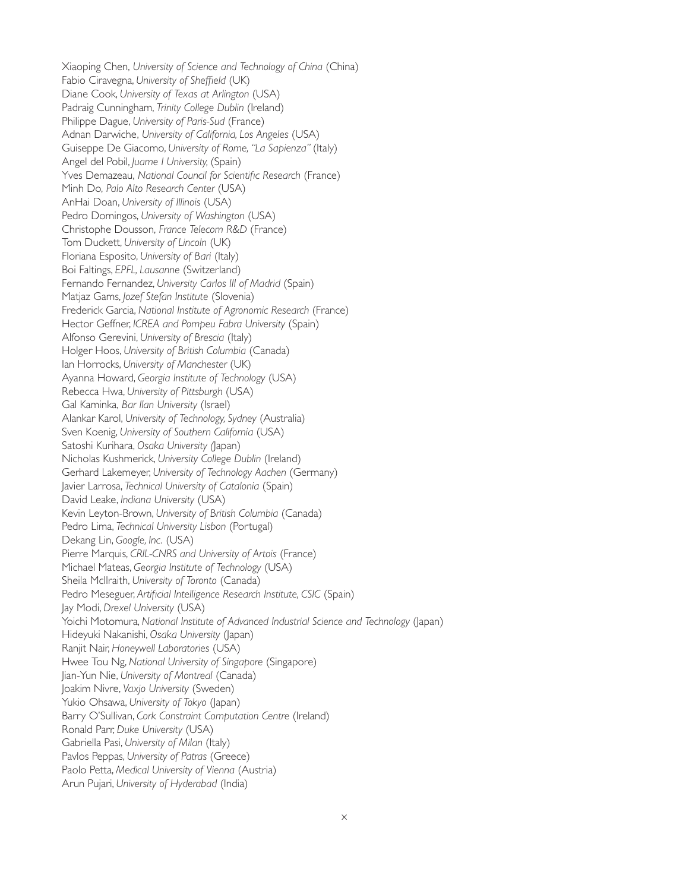Xiaoping Chen, *University of Science and Technology of China* (China)
Fabio Ciravegna, *University of Sheffield* (UK)
Diane Cook, *University of Texas at Arlington* (USA)
Padraig Cunningham, *Trinity College Dublin* (Ireland)
Philippe Dague, *University of Paris-Sud* (France)
Adnan Darwiche, *University of California, Los Angeles* (USA)
Guiseppe De Giacomo, *University of Rome, "La Sapienza"* (Italy)
Angel del Pobil, *Juame I University,* (Spain)
Yves Demazeau, *National Council for Scientific Research* (France)
Minh Do, *Palo Alto Research Center* (USA)
AnHai Doan, *University of Illinois* (USA)
Pedro Domingos, *University of Washington* (USA)
Christophe Dousson, *France Telecom R&D* (France)
Tom Duckett, *University of Lincoln* (UK)
Floriana Esposito, *University of Bari* (Italy)
Boi Faltings, *EPFL, Lausanne* (Switzerland)
Fernando Fernandez, *University Carlos III of Madrid* (Spain)
Matjaz Gams, *Jozef Stefan Institute* (Slovenia)
Frederick Garcia, *National Institute of Agronomic Research* (France)
Hector Geffner, *ICREA and Pompeu Fabra University* (Spain)
Alfonso Gerevini, *University of Brescia* (Italy)
Holger Hoos, *University of British Columbia* (Canada)
Ian Horrocks, *University of Manchester* (UK)
Ayanna Howard, *Georgia Institute of Technology* (USA)
Rebecca Hwa, *University of Pittsburgh* (USA)
Gal Kaminka, *Bar Ilan University* (Israel)
Alankar Karol, *University of Technology, Sydney* (Australia)
Sven Koenig, *University of Southern California* (USA)
Satoshi Kurihara, *Osaka University* (Japan)
Nicholas Kushmerick, *University College Dublin* (Ireland)
Gerhard Lakemeyer, *University of Technology Aachen* (Germany)
Javier Larrosa, *Technical University of Catalonia* (Spain)
David Leake, *Indiana University* (USA)
Kevin Leyton-Brown, *University of British Columbia* (Canada)
Pedro Lima, *Technical University Lisbon* (Portugal)
Dekang Lin, *Google, Inc.* (USA)
Pierre Marquis, *CRIL-CNRS and University of Artois* (France)
Michael Mateas, *Georgia Institute of Technology* (USA)
Sheila McIlraith, *University of Toronto* (Canada)
Pedro Meseguer, *Artificial Intelligence Research Institute, CSIC* (Spain)
Jay Modi, *Drexel University* (USA)
Yoichi Motomura, *National Institute of Advanced Industrial Science and Technology* (Japan)
Hideyuki Nakanishi, *Osaka University* (Japan)
Ranjit Nair, *Honeywell Laboratories* (USA)
Hwee Tou Ng, *National University of Singapore* (Singapore)
Jian-Yun Nie, *University of Montreal* (Canada)
Joakim Nivre, *Vaxjo University* (Sweden)
Yukio Ohsawa, *University of Tokyo* (Japan)
Barry O'Sullivan, *Cork Constraint Computation Centre* (Ireland)
Ronald Parr, *Duke University* (USA)
Gabriella Pasi, *University of Milan* (Italy)
Pavlos Peppas, *University of Patras* (Greece)
Paolo Petta, *Medical University of Vienna* (Austria)
Arun Pujari, *University of Hyderabad* (India)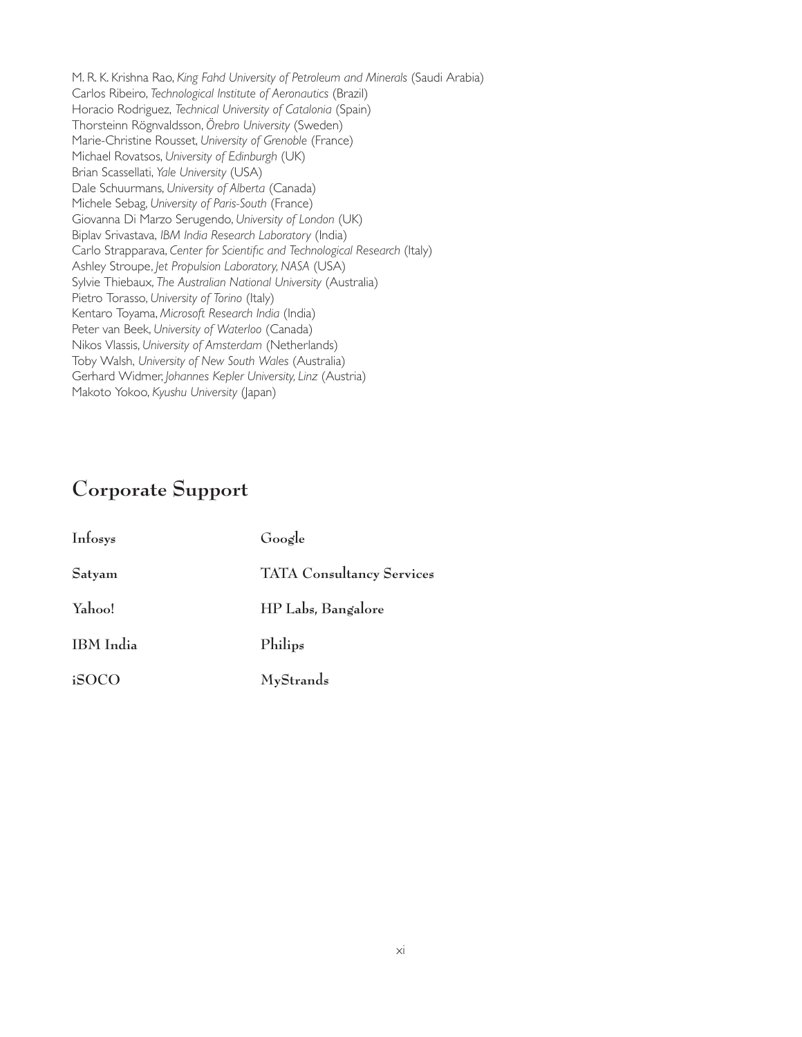M. R. K. Krishna Rao, *King Fahd University of Petroleum and Minerals* (Saudi Arabia)
Carlos Ribeiro, *Technological Institute of Aeronautics* (Brazil)
Horacio Rodriguez, *Technical University of Catalonia* (Spain)
Thorsteinn Rögnvaldsson, *Örebro University* (Sweden)
Marie-Christine Rousset, *University of Grenoble* (France)
Michael Rovatsos, *University of Edinburgh* (UK)
Brian Scassellati, *Yale University* (USA)
Dale Schuurmans, *University of Alberta* (Canada)
Michele Sebag, *University of Paris-South* (France)
Giovanna Di Marzo Serugendo, *University of London* (UK)
Biplav Srivastava, *IBM India Research Laboratory* (India)
Carlo Strapparava, *Center for Scientific and Technological Research* (Italy)
Ashley Stroupe, *Jet Propulsion Laboratory, NASA* (USA)
Sylvie Thiebaux, *The Australian National University* (Australia)
Pietro Torasso, *University of Torino* (Italy)
Kentaro Toyama, *Microsoft Research India* (India)
Peter van Beek, *University of Waterloo* (Canada)
Nikos Vlassis, *University of Amsterdam* (Netherlands)
Toby Walsh, *University of New South Wales* (Australia)
Gerhard Widmer, *Johannes Kepler University, Linz* (Austria)
Makoto Yokoo, *Kyushu University* (Japan)

## Corporate Support

| | |
|---|---|
| **Infosys** | **Google** |
| **Satyam** | **TATA Consultancy Services** |
| **Yahoo!** | **HP Labs, Bangalore** |
| **IBM India** | **Philips** |
| **iSOCO** | **MyStrands** |